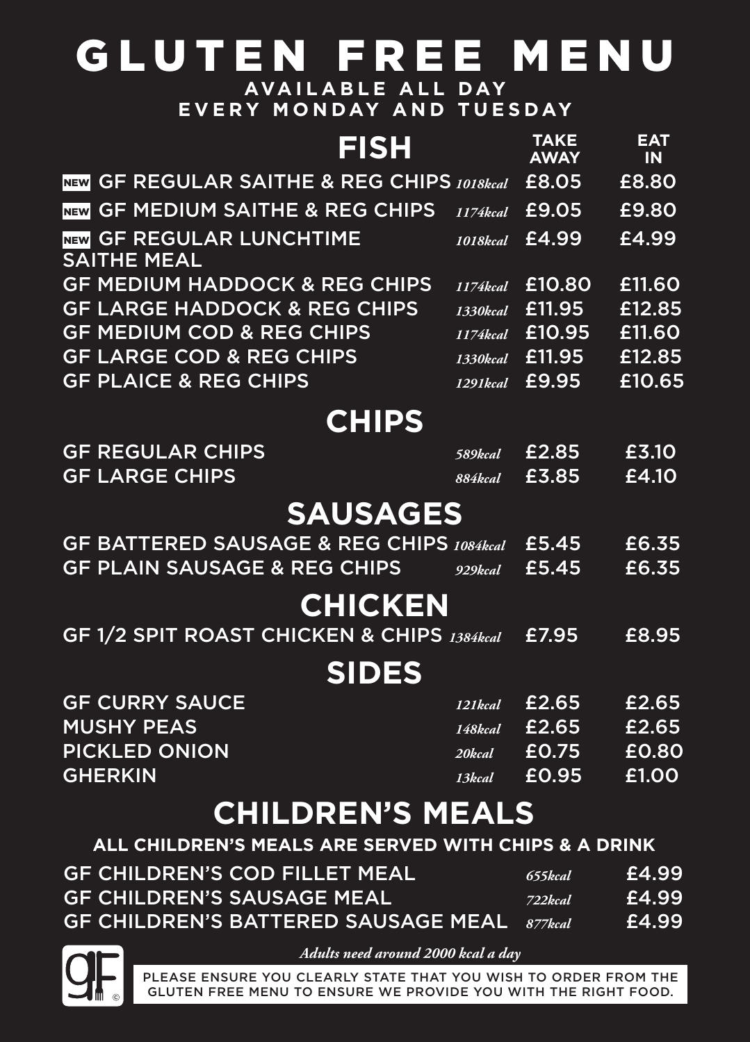# GLUTEN FREE MENU

**AVAILABLE ALL DAY**
**EVERY MONDAY AND TUESDAY**

## FISH

| FISH | | TAKE AWAY | EAT IN |
|---|---|---|---|
| NEW GF REGULAR SAITHE & REG CHIPS | *1018kcal* | £8.05 | £8.80 |
| NEW GF MEDIUM SAITHE & REG CHIPS | *1174kcal* | £9.05 | £9.80 |
| NEW GF REGULAR LUNCHTIME SAITHE MEAL | *1018kcal* | £4.99 | £4.99 |
| GF MEDIUM HADDOCK & REG CHIPS | *1174kcal* | £10.80 | £11.60 |
| GF LARGE HADDOCK & REG CHIPS | *1330kcal* | £11.95 | £12.85 |
| GF MEDIUM COD & REG CHIPS | *1174kcal* | £10.95 | £11.60 |
| GF LARGE COD & REG CHIPS | *1330kcal* | £11.95 | £12.85 |
| GF PLAICE & REG CHIPS | *1291kcal* | £9.95 | £10.65 |

## CHIPS

| | | TAKE AWAY | EAT IN |
|---|---|---|---|
| GF REGULAR CHIPS | *589kcal* | £2.85 | £3.10 |
| GF LARGE CHIPS | *884kcal* | £3.85 | £4.10 |

## SAUSAGES

| | | TAKE AWAY | EAT IN |
|---|---|---|---|
| GF BATTERED SAUSAGE & REG CHIPS | *1084kcal* | £5.45 | £6.35 |
| GF PLAIN SAUSAGE & REG CHIPS | *929kcal* | £5.45 | £6.35 |

## CHICKEN

| | | TAKE AWAY | EAT IN |
|---|---|---|---|
| GF 1/2 SPIT ROAST CHICKEN & CHIPS | *1384kcal* | £7.95 | £8.95 |

## SIDES

| | | TAKE AWAY | EAT IN |
|---|---|---|---|
| GF CURRY SAUCE | *121kcal* | £2.65 | £2.65 |
| MUSHY PEAS | *148kcal* | £2.65 | £2.65 |
| PICKLED ONION | *20kcal* | £0.75 | £0.80 |
| GHERKIN | *13kcal* | £0.95 | £1.00 |

## CHILDREN'S MEALS

**ALL CHILDREN'S MEALS ARE SERVED WITH CHIPS & A DRINK**

| | | |
|---|---|---|
| GF CHILDREN'S COD FILLET MEAL | *655kcal* | £4.99 |
| GF CHILDREN'S SAUSAGE MEAL | *722kcal* | £4.99 |
| GF CHILDREN'S BATTERED SAUSAGE MEAL | *877kcal* | £4.99 |

*Adults need around 2000 kcal a day*

PLEASE ENSURE YOU CLEARLY STATE THAT YOU WISH TO ORDER FROM THE GLUTEN FREE MENU TO ENSURE WE PROVIDE YOU WITH THE RIGHT FOOD.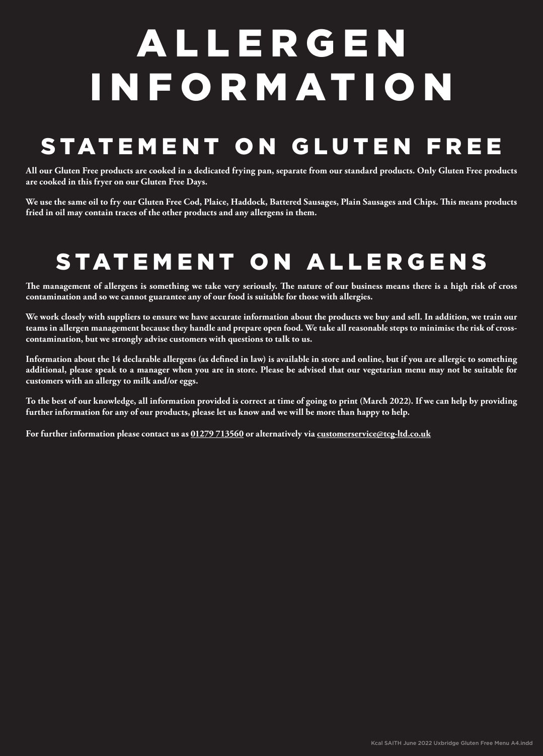# ALLERGEN INFORMATION

## STATEMENT ON GLUTEN FREE

**All our Gluten Free products are cooked in a dedicated frying pan, separate from our standard products. Only Gluten Free products are cooked in this fryer on our Gluten Free Days.**

**We use the same oil to fry our Gluten Free Cod, Plaice, Haddock, Battered Sausages, Plain Sausages and Chips. This means products fried in oil may contain traces of the other products and any allergens in them.**

## STATEMENT ON ALLERGENS

**The management of allergens is something we take very seriously. The nature of our business means there is a high risk of cross contamination and so we cannot guarantee any of our food is suitable for those with allergies.**

**We work closely with suppliers to ensure we have accurate information about the products we buy and sell. In addition, we train our teams in allergen management because they handle and prepare open food. We take all reasonable steps to minimise the risk of cross-contamination, but we strongly advise customers with questions to talk to us.**

**Information about the 14 declarable allergens (as defined in law) is available in store and online, but if you are allergic to something additional, please speak to a manager when you are in store. Please be advised that our vegetarian menu may not be suitable for customers with an allergy to milk and/or eggs.**

**To the best of our knowledge, all information provided is correct at time of going to print (March 2022). If we can help by providing further information for any of our products, please let us know and we will be more than happy to help.**

**For further information please contact us as 01279 713560 or alternatively via customerservice@tcg-ltd.co.uk**